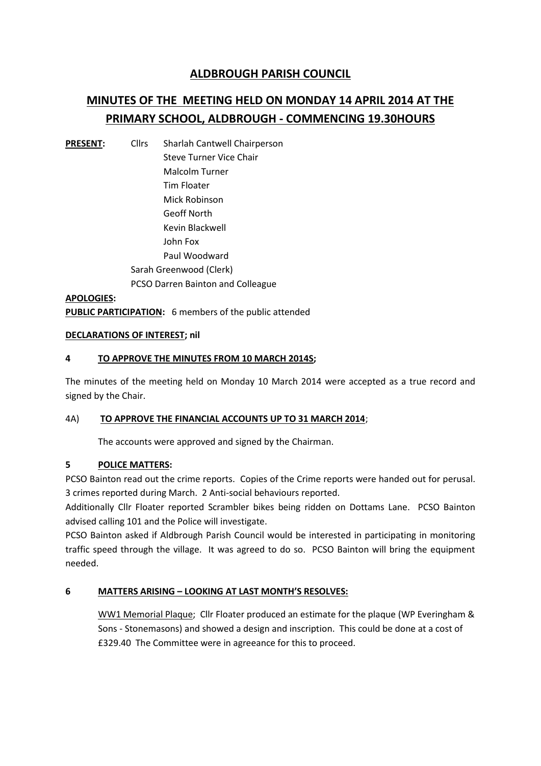# ALDBROUGH PARISH COUNCIL

## MINUTES OF THE MEETING HELD ON MONDAY 14 APRIL 2014 AT THE PRIMARY SCHOOL, ALDBROUGH - COMMENCING 19.30HOURS

**PRESENT:** Cllrs Sharlah Cantwell Chairperson
Steve Turner Vice Chair
Malcolm Turner
Tim Floater
Mick Robinson
Geoff North
Kevin Blackwell
John Fox
Paul Woodward
Sarah Greenwood (Clerk)
PCSO Darren Bainton and Colleague

**APOLOGIES:**

**PUBLIC PARTICIPATION:** 6 members of the public attended

**DECLARATIONS OF INTEREST; nil**

**4 TO APPROVE THE MINUTES FROM 10 MARCH 2014S;**

The minutes of the meeting held on Monday 10 March 2014 were accepted as a true record and signed by the Chair.

4A) **TO APPROVE THE FINANCIAL ACCOUNTS UP TO 31 MARCH 2014**;

The accounts were approved and signed by the Chairman.

**5 POLICE MATTERS:**

PCSO Bainton read out the crime reports. Copies of the Crime reports were handed out for perusal. 3 crimes reported during March. 2 Anti-social behaviours reported.

Additionally Cllr Floater reported Scrambler bikes being ridden on Dottams Lane. PCSO Bainton advised calling 101 and the Police will investigate.

PCSO Bainton asked if Aldbrough Parish Council would be interested in participating in monitoring traffic speed through the village. It was agreed to do so. PCSO Bainton will bring the equipment needed.

**6 MATTERS ARISING – LOOKING AT LAST MONTH'S RESOLVES:**

WW1 Memorial Plaque; Cllr Floater produced an estimate for the plaque (WP Everingham & Sons - Stonemasons) and showed a design and inscription. This could be done at a cost of £329.40 The Committee were in agreeance for this to proceed.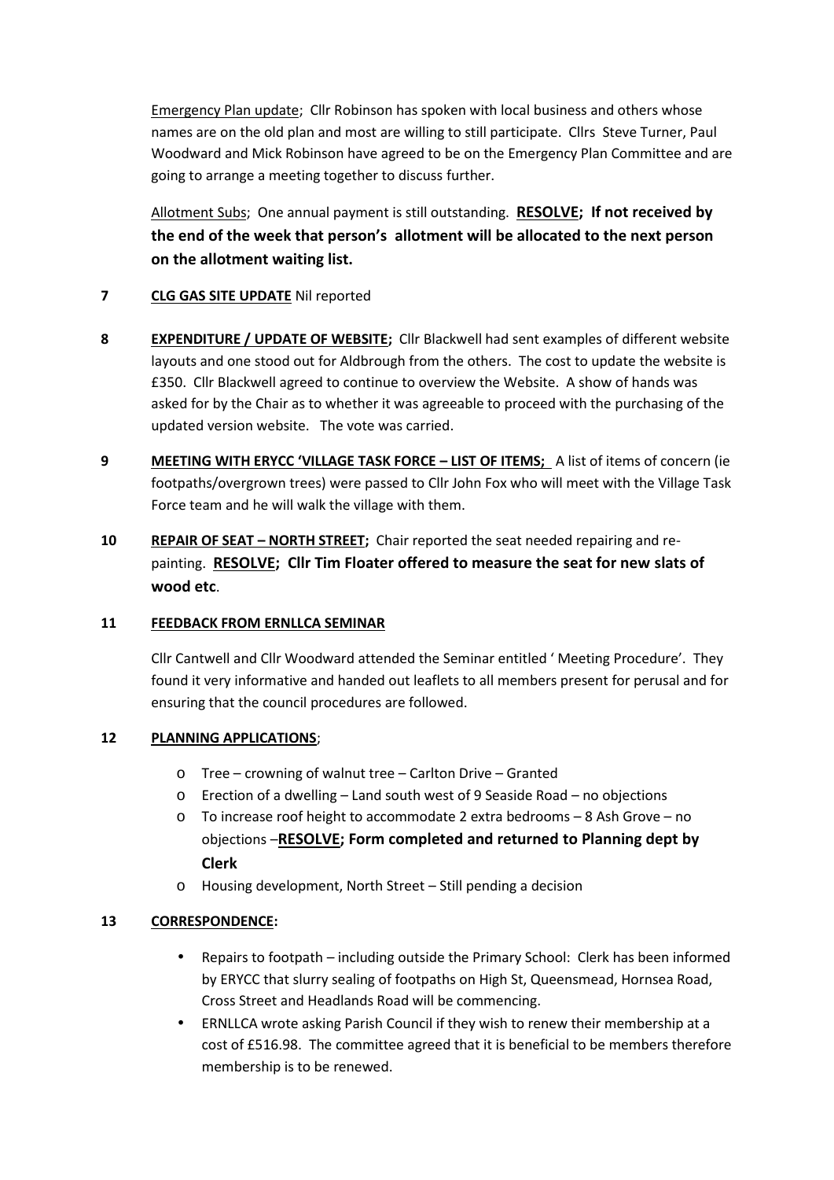<u>Emergency Plan update</u>; Cllr Robinson has spoken with local business and others whose names are on the old plan and most are willing to still participate. Cllrs Steve Turner, Paul Woodward and Mick Robinson have agreed to be on the Emergency Plan Committee and are going to arrange a meeting together to discuss further.

<u>Allotment Subs</u>; One annual payment is still outstanding. **<u>RESOLVE</u>; If not received by the end of the week that person's allotment will be allocated to the next person on the allotment waiting list.**

**7 <u>CLG GAS SITE UPDATE</u>** Nil reported

**8 <u>EXPENDITURE / UPDATE OF WEBSITE</u>;** Cllr Blackwell had sent examples of different website layouts and one stood out for Aldbrough from the others. The cost to update the website is £350. Cllr Blackwell agreed to continue to overview the Website. A show of hands was asked for by the Chair as to whether it was agreeable to proceed with the purchasing of the updated version website. The vote was carried.

**9 <u>MEETING WITH ERYCC 'VILLAGE TASK FORCE – LIST OF ITEMS;</u>** A list of items of concern (ie footpaths/overgrown trees) were passed to Cllr John Fox who will meet with the Village Task Force team and he will walk the village with them.

**10 <u>REPAIR OF SEAT – NORTH STREET</u>;** Chair reported the seat needed repairing and re-painting. **<u>RESOLVE</u>; Cllr Tim Floater offered to measure the seat for new slats of wood etc**.

**11 <u>FEEDBACK FROM ERNLLCA SEMINAR</u>**

Cllr Cantwell and Cllr Woodward attended the Seminar entitled ' Meeting Procedure'. They found it very informative and handed out leaflets to all members present for perusal and for ensuring that the council procedures are followed.

**12 <u>PLANNING APPLICATIONS</u>**;

- Tree – crowning of walnut tree – Carlton Drive – Granted
- Erection of a dwelling – Land south west of 9 Seaside Road – no objections
- To increase roof height to accommodate 2 extra bedrooms – 8 Ash Grove – no objections –**<u>RESOLVE</u>; Form completed and returned to Planning dept by Clerk**
- Housing development, North Street – Still pending a decision

**13 <u>CORRESPONDENCE</u>:**

- Repairs to footpath – including outside the Primary School: Clerk has been informed by ERYCC that slurry sealing of footpaths on High St, Queensmead, Hornsea Road, Cross Street and Headlands Road will be commencing.
- ERNLLCA wrote asking Parish Council if they wish to renew their membership at a cost of £516.98. The committee agreed that it is beneficial to be members therefore membership is to be renewed.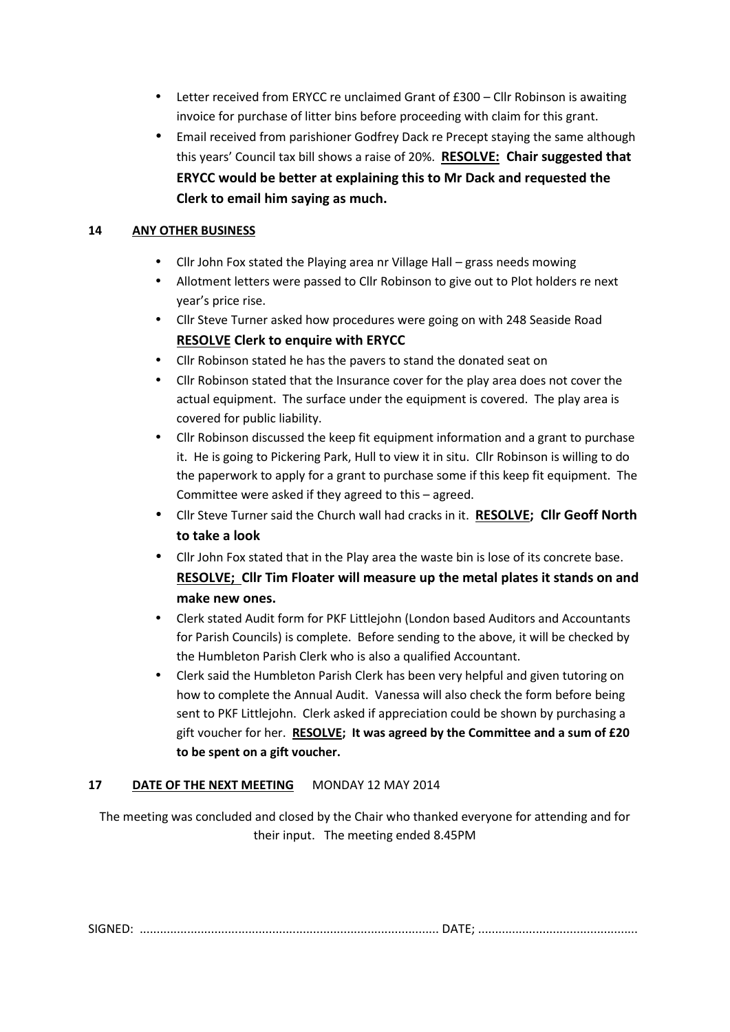- Letter received from ERYCC re unclaimed Grant of £300 – Cllr Robinson is awaiting invoice for purchase of litter bins before proceeding with claim for this grant.
- Email received from parishioner Godfrey Dack re Precept staying the same although this years' Council tax bill shows a raise of 20%. **RESOLVE: Chair suggested that ERYCC would be better at explaining this to Mr Dack and requested the Clerk to email him saying as much.**

## 14 ANY OTHER BUSINESS

- Cllr John Fox stated the Playing area nr Village Hall – grass needs mowing
- Allotment letters were passed to Cllr Robinson to give out to Plot holders re next year's price rise.
- Cllr Steve Turner asked how procedures were going on with 248 Seaside Road **RESOLVE Clerk to enquire with ERYCC**
- Cllr Robinson stated he has the pavers to stand the donated seat on
- Cllr Robinson stated that the Insurance cover for the play area does not cover the actual equipment. The surface under the equipment is covered. The play area is covered for public liability.
- Cllr Robinson discussed the keep fit equipment information and a grant to purchase it. He is going to Pickering Park, Hull to view it in situ. Cllr Robinson is willing to do the paperwork to apply for a grant to purchase some if this keep fit equipment. The Committee were asked if they agreed to this – agreed.
- Cllr Steve Turner said the Church wall had cracks in it. **RESOLVE; Cllr Geoff North to take a look**
- Cllr John Fox stated that in the Play area the waste bin is lose of its concrete base. **RESOLVE; Cllr Tim Floater will measure up the metal plates it stands on and make new ones.**
- Clerk stated Audit form for PKF Littlejohn (London based Auditors and Accountants for Parish Councils) is complete. Before sending to the above, it will be checked by the Humbleton Parish Clerk who is also a qualified Accountant.
- Clerk said the Humbleton Parish Clerk has been very helpful and given tutoring on how to complete the Annual Audit. Vanessa will also check the form before being sent to PKF Littlejohn. Clerk asked if appreciation could be shown by purchasing a gift voucher for her. **RESOLVE; It was agreed by the Committee and a sum of £20 to be spent on a gift voucher.**

## 17 DATE OF THE NEXT MEETING MONDAY 12 MAY 2014

The meeting was concluded and closed by the Chair who thanked everyone for attending and for their input. The meeting ended 8.45PM

SIGNED: ........................................................................................ DATE; ..............................................